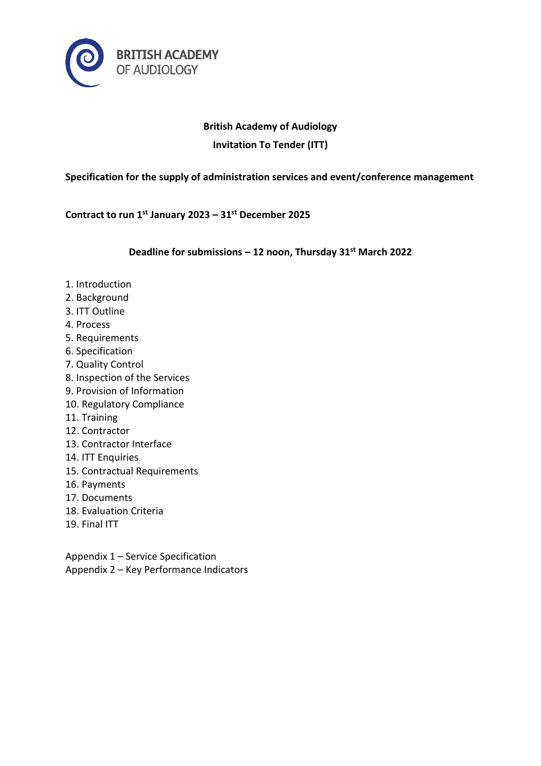BRITISH ACADEMY
OF AUDIOLOGY

# British Academy of Audiology

## Invitation To Tender (ITT)

**Specification for the supply of administration services and event/conference management**

**Contract to run 1st January 2023 – 31st December 2025**

**Deadline for submissions – 12 noon, Thursday 31st March 2022**

1. Introduction
2. Background
3. ITT Outline
4. Process
5. Requirements
6. Specification
7. Quality Control
8. Inspection of the Services
9. Provision of Information
10. Regulatory Compliance
11. Training
12. Contractor
13. Contractor Interface
14. ITT Enquiries
15. Contractual Requirements
16. Payments
17. Documents
18. Evaluation Criteria
19. Final ITT

Appendix 1 – Service Specification
Appendix 2 – Key Performance Indicators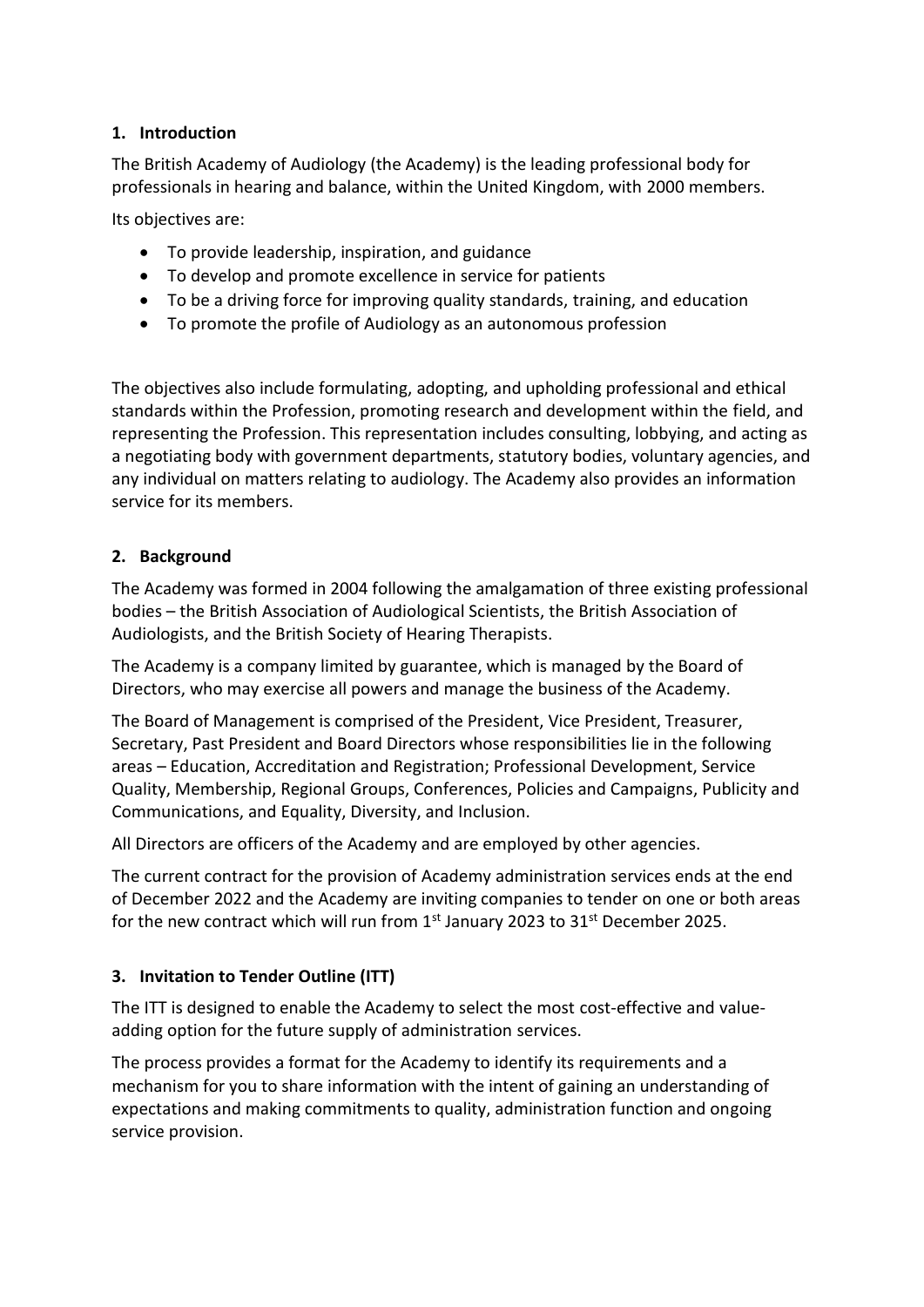## 1. Introduction

The British Academy of Audiology (the Academy) is the leading professional body for professionals in hearing and balance, within the United Kingdom, with 2000 members.

Its objectives are:

- To provide leadership, inspiration, and guidance
- To develop and promote excellence in service for patients
- To be a driving force for improving quality standards, training, and education
- To promote the profile of Audiology as an autonomous profession

The objectives also include formulating, adopting, and upholding professional and ethical standards within the Profession, promoting research and development within the field, and representing the Profession. This representation includes consulting, lobbying, and acting as a negotiating body with government departments, statutory bodies, voluntary agencies, and any individual on matters relating to audiology. The Academy also provides an information service for its members.

## 2. Background

The Academy was formed in 2004 following the amalgamation of three existing professional bodies – the British Association of Audiological Scientists, the British Association of Audiologists, and the British Society of Hearing Therapists.

The Academy is a company limited by guarantee, which is managed by the Board of Directors, who may exercise all powers and manage the business of the Academy.

The Board of Management is comprised of the President, Vice President, Treasurer, Secretary, Past President and Board Directors whose responsibilities lie in the following areas – Education, Accreditation and Registration; Professional Development, Service Quality, Membership, Regional Groups, Conferences, Policies and Campaigns, Publicity and Communications, and Equality, Diversity, and Inclusion.

All Directors are officers of the Academy and are employed by other agencies.

The current contract for the provision of Academy administration services ends at the end of December 2022 and the Academy are inviting companies to tender on one or both areas for the new contract which will run from 1st January 2023 to 31st December 2025.

## 3. Invitation to Tender Outline (ITT)

The ITT is designed to enable the Academy to select the most cost-effective and value-adding option for the future supply of administration services.

The process provides a format for the Academy to identify its requirements and a mechanism for you to share information with the intent of gaining an understanding of expectations and making commitments to quality, administration function and ongoing service provision.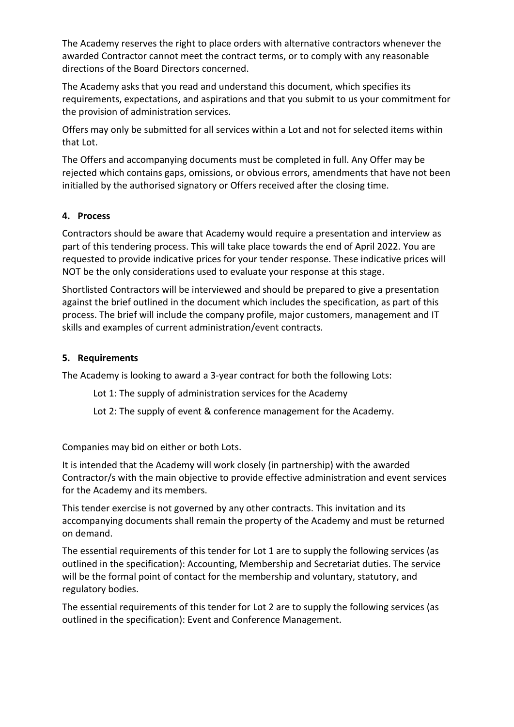The Academy reserves the right to place orders with alternative contractors whenever the awarded Contractor cannot meet the contract terms, or to comply with any reasonable directions of the Board Directors concerned.

The Academy asks that you read and understand this document, which specifies its requirements, expectations, and aspirations and that you submit to us your commitment for the provision of administration services.

Offers may only be submitted for all services within a Lot and not for selected items within that Lot.

The Offers and accompanying documents must be completed in full. Any Offer may be rejected which contains gaps, omissions, or obvious errors, amendments that have not been initialled by the authorised signatory or Offers received after the closing time.

## 4. Process

Contractors should be aware that Academy would require a presentation and interview as part of this tendering process. This will take place towards the end of April 2022. You are requested to provide indicative prices for your tender response. These indicative prices will NOT be the only considerations used to evaluate your response at this stage.

Shortlisted Contractors will be interviewed and should be prepared to give a presentation against the brief outlined in the document which includes the specification, as part of this process. The brief will include the company profile, major customers, management and IT skills and examples of current administration/event contracts.

## 5. Requirements

The Academy is looking to award a 3-year contract for both the following Lots:

Lot 1: The supply of administration services for the Academy

Lot 2: The supply of event & conference management for the Academy.

Companies may bid on either or both Lots.

It is intended that the Academy will work closely (in partnership) with the awarded Contractor/s with the main objective to provide effective administration and event services for the Academy and its members.

This tender exercise is not governed by any other contracts. This invitation and its accompanying documents shall remain the property of the Academy and must be returned on demand.

The essential requirements of this tender for Lot 1 are to supply the following services (as outlined in the specification): Accounting, Membership and Secretariat duties. The service will be the formal point of contact for the membership and voluntary, statutory, and regulatory bodies.

The essential requirements of this tender for Lot 2 are to supply the following services (as outlined in the specification): Event and Conference Management.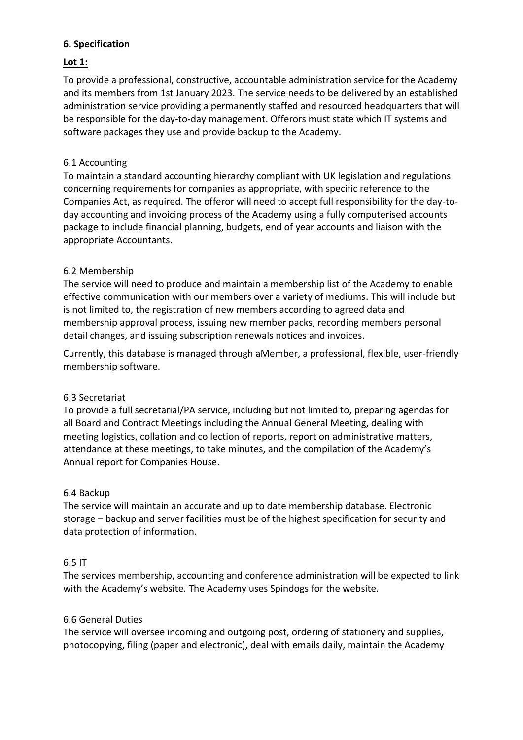## 6. Specification

### Lot 1:

To provide a professional, constructive, accountable administration service for the Academy and its members from 1st January 2023. The service needs to be delivered by an established administration service providing a permanently staffed and resourced headquarters that will be responsible for the day-to-day management. Offerors must state which IT systems and software packages they use and provide backup to the Academy.

6.1 Accounting
To maintain a standard accounting hierarchy compliant with UK legislation and regulations concerning requirements for companies as appropriate, with specific reference to the Companies Act, as required. The offeror will need to accept full responsibility for the day-to-day accounting and invoicing process of the Academy using a fully computerised accounts package to include financial planning, budgets, end of year accounts and liaison with the appropriate Accountants.

6.2 Membership
The service will need to produce and maintain a membership list of the Academy to enable effective communication with our members over a variety of mediums. This will include but is not limited to, the registration of new members according to agreed data and membership approval process, issuing new member packs, recording members personal detail changes, and issuing subscription renewals notices and invoices.

Currently, this database is managed through aMember, a professional, flexible, user-friendly membership software.

6.3 Secretariat
To provide a full secretarial/PA service, including but not limited to, preparing agendas for all Board and Contract Meetings including the Annual General Meeting, dealing with meeting logistics, collation and collection of reports, report on administrative matters, attendance at these meetings, to take minutes, and the compilation of the Academy's Annual report for Companies House.

6.4 Backup
The service will maintain an accurate and up to date membership database. Electronic storage – backup and server facilities must be of the highest specification for security and data protection of information.

6.5 IT
The services membership, accounting and conference administration will be expected to link with the Academy's website. The Academy uses Spindogs for the website.

6.6 General Duties
The service will oversee incoming and outgoing post, ordering of stationery and supplies, photocopying, filing (paper and electronic), deal with emails daily, maintain the Academy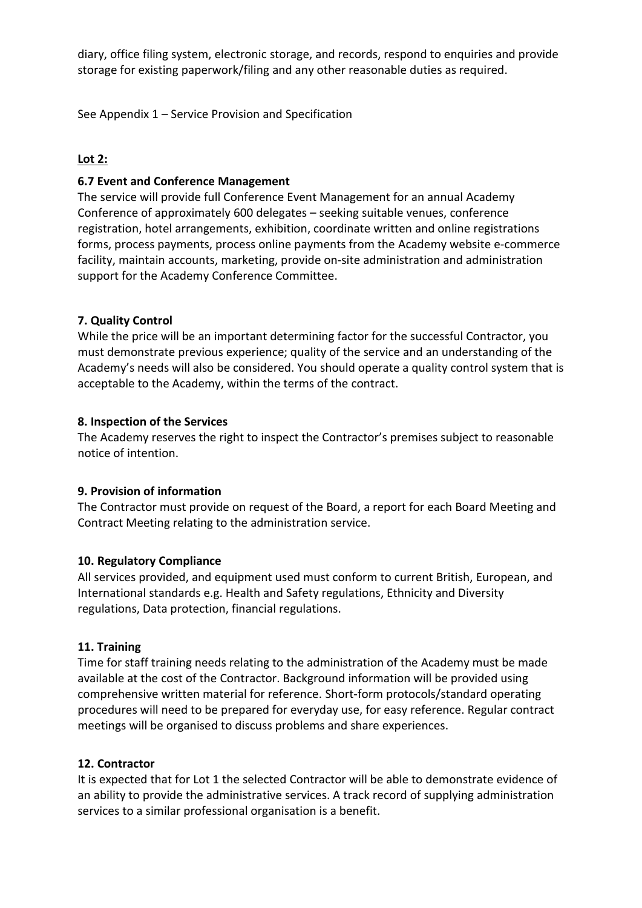diary, office filing system, electronic storage, and records, respond to enquiries and provide storage for existing paperwork/filing and any other reasonable duties as required.

See Appendix 1 – Service Provision and Specification

**Lot 2:**

**6.7 Event and Conference Management**
The service will provide full Conference Event Management for an annual Academy Conference of approximately 600 delegates – seeking suitable venues, conference registration, hotel arrangements, exhibition, coordinate written and online registrations forms, process payments, process online payments from the Academy website e-commerce facility, maintain accounts, marketing, provide on-site administration and administration support for the Academy Conference Committee.

**7. Quality Control**
While the price will be an important determining factor for the successful Contractor, you must demonstrate previous experience; quality of the service and an understanding of the Academy's needs will also be considered. You should operate a quality control system that is acceptable to the Academy, within the terms of the contract.

**8. Inspection of the Services**
The Academy reserves the right to inspect the Contractor's premises subject to reasonable notice of intention.

**9. Provision of information**
The Contractor must provide on request of the Board, a report for each Board Meeting and Contract Meeting relating to the administration service.

**10. Regulatory Compliance**
All services provided, and equipment used must conform to current British, European, and International standards e.g. Health and Safety regulations, Ethnicity and Diversity regulations, Data protection, financial regulations.

**11. Training**
Time for staff training needs relating to the administration of the Academy must be made available at the cost of the Contractor. Background information will be provided using comprehensive written material for reference. Short-form protocols/standard operating procedures will need to be prepared for everyday use, for easy reference. Regular contract meetings will be organised to discuss problems and share experiences.

**12. Contractor**
It is expected that for Lot 1 the selected Contractor will be able to demonstrate evidence of an ability to provide the administrative services. A track record of supplying administration services to a similar professional organisation is a benefit.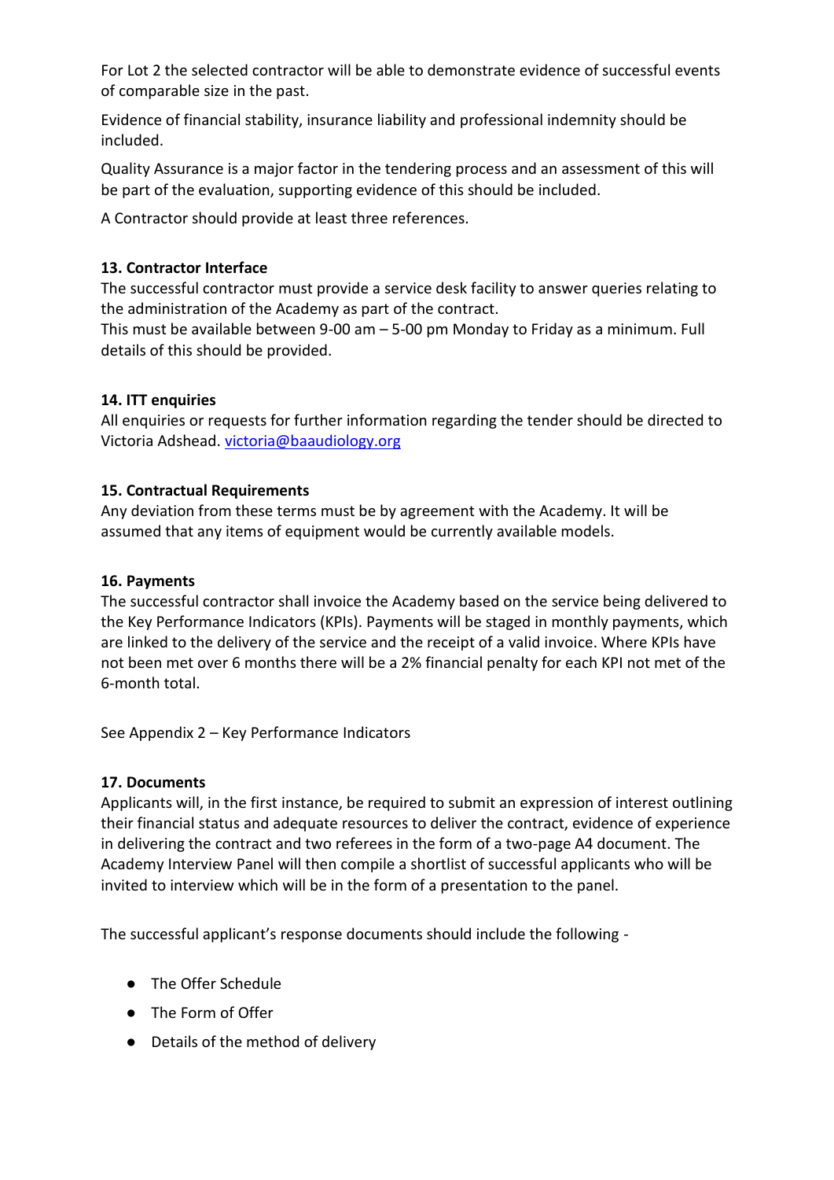For Lot 2 the selected contractor will be able to demonstrate evidence of successful events of comparable size in the past.

Evidence of financial stability, insurance liability and professional indemnity should be included.

Quality Assurance is a major factor in the tendering process and an assessment of this will be part of the evaluation, supporting evidence of this should be included.

A Contractor should provide at least three references.

**13. Contractor Interface**

The successful contractor must provide a service desk facility to answer queries relating to the administration of the Academy as part of the contract.
This must be available between 9-00 am – 5-00 pm Monday to Friday as a minimum. Full details of this should be provided.

**14. ITT enquiries**

All enquiries or requests for further information regarding the tender should be directed to Victoria Adshead. victoria@baaudiology.org

**15. Contractual Requirements**

Any deviation from these terms must be by agreement with the Academy. It will be assumed that any items of equipment would be currently available models.

**16. Payments**

The successful contractor shall invoice the Academy based on the service being delivered to the Key Performance Indicators (KPIs). Payments will be staged in monthly payments, which are linked to the delivery of the service and the receipt of a valid invoice. Where KPIs have not been met over 6 months there will be a 2% financial penalty for each KPI not met of the 6-month total.

See Appendix 2 – Key Performance Indicators

**17. Documents**

Applicants will, in the first instance, be required to submit an expression of interest outlining their financial status and adequate resources to deliver the contract, evidence of experience in delivering the contract and two referees in the form of a two-page A4 document. The Academy Interview Panel will then compile a shortlist of successful applicants who will be invited to interview which will be in the form of a presentation to the panel.

The successful applicant's response documents should include the following -

- The Offer Schedule
- The Form of Offer
- Details of the method of delivery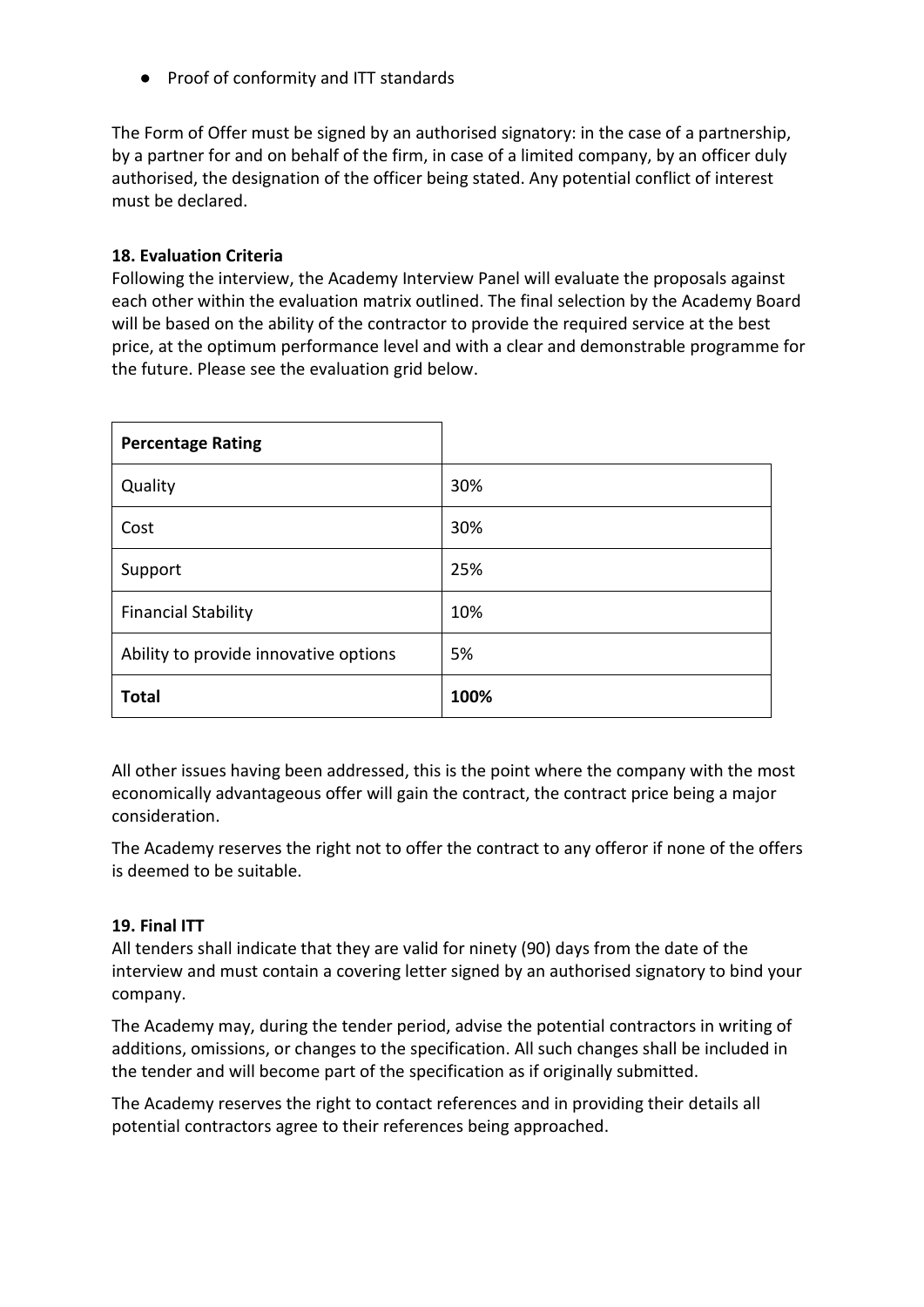- Proof of conformity and ITT standards

The Form of Offer must be signed by an authorised signatory: in the case of a partnership, by a partner for and on behalf of the firm, in case of a limited company, by an officer duly authorised, the designation of the officer being stated. Any potential conflict of interest must be declared.

### 18. Evaluation Criteria

Following the interview, the Academy Interview Panel will evaluate the proposals against each other within the evaluation matrix outlined. The final selection by the Academy Board will be based on the ability of the contractor to provide the required service at the best price, at the optimum performance level and with a clear and demonstrable programme for the future. Please see the evaluation grid below.

| **Percentage Rating** | |
|---|---|
| Quality | 30% |
| Cost | 30% |
| Support | 25% |
| Financial Stability | 10% |
| Ability to provide innovative options | 5% |
| **Total** | **100%** |

All other issues having been addressed, this is the point where the company with the most economically advantageous offer will gain the contract, the contract price being a major consideration.

The Academy reserves the right not to offer the contract to any offeror if none of the offers is deemed to be suitable.

### 19. Final ITT

All tenders shall indicate that they are valid for ninety (90) days from the date of the interview and must contain a covering letter signed by an authorised signatory to bind your company.

The Academy may, during the tender period, advise the potential contractors in writing of additions, omissions, or changes to the specification. All such changes shall be included in the tender and will become part of the specification as if originally submitted.

The Academy reserves the right to contact references and in providing their details all potential contractors agree to their references being approached.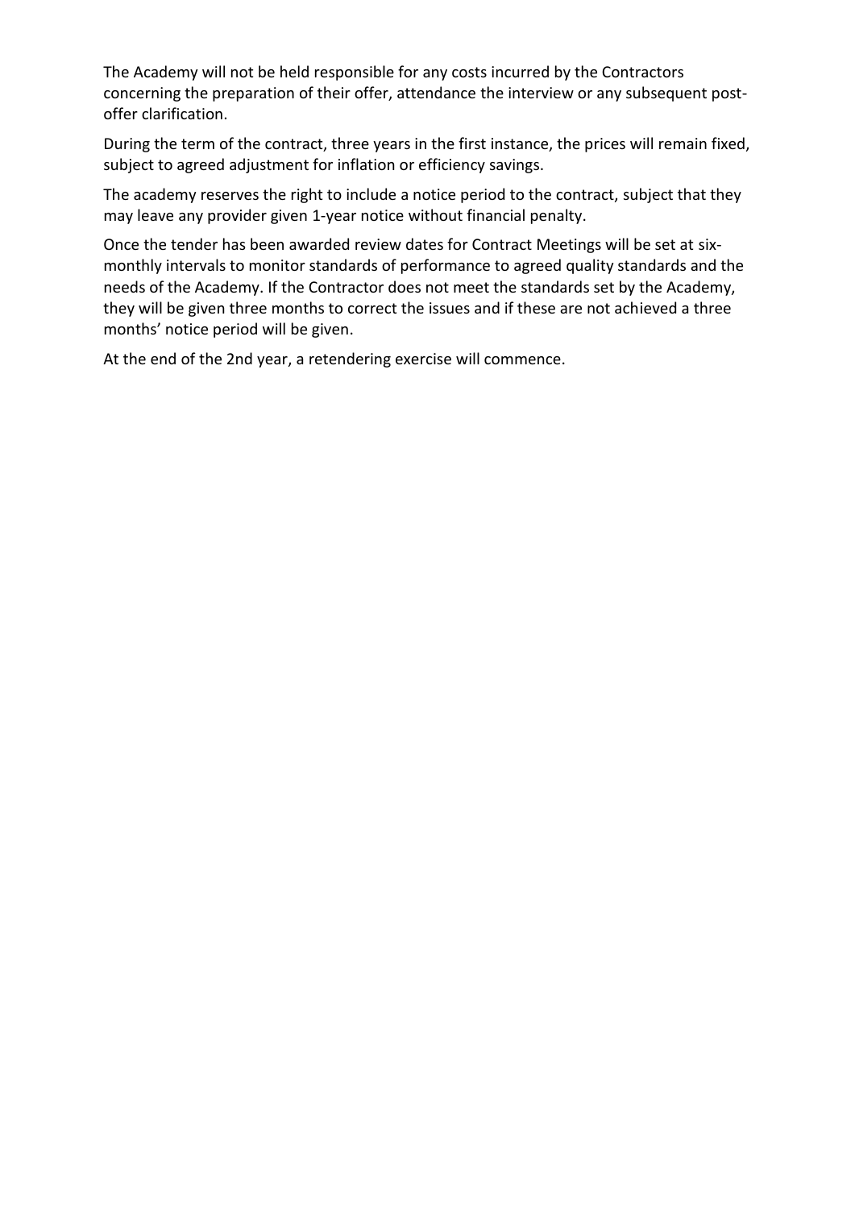The Academy will not be held responsible for any costs incurred by the Contractors concerning the preparation of their offer, attendance the interview or any subsequent post-offer clarification.

During the term of the contract, three years in the first instance, the prices will remain fixed, subject to agreed adjustment for inflation or efficiency savings.

The academy reserves the right to include a notice period to the contract, subject that they may leave any provider given 1-year notice without financial penalty.

Once the tender has been awarded review dates for Contract Meetings will be set at six-monthly intervals to monitor standards of performance to agreed quality standards and the needs of the Academy. If the Contractor does not meet the standards set by the Academy, they will be given three months to correct the issues and if these are not achieved a three months' notice period will be given.

At the end of the 2nd year, a retendering exercise will commence.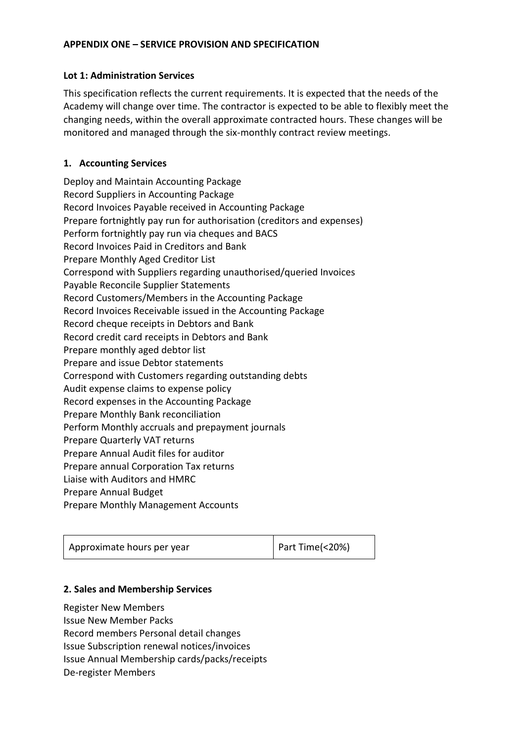**APPENDIX ONE – SERVICE PROVISION AND SPECIFICATION**

**Lot 1: Administration Services**

This specification reflects the current requirements. It is expected that the needs of the Academy will change over time. The contractor is expected to be able to flexibly meet the changing needs, within the overall approximate contracted hours. These changes will be monitored and managed through the six-monthly contract review meetings.

**1. Accounting Services**

Deploy and Maintain Accounting Package
Record Suppliers in Accounting Package
Record Invoices Payable received in Accounting Package
Prepare fortnightly pay run for authorisation (creditors and expenses)
Perform fortnightly pay run via cheques and BACS
Record Invoices Paid in Creditors and Bank
Prepare Monthly Aged Creditor List
Correspond with Suppliers regarding unauthorised/queried Invoices
Payable Reconcile Supplier Statements
Record Customers/Members in the Accounting Package
Record Invoices Receivable issued in the Accounting Package
Record cheque receipts in Debtors and Bank
Record credit card receipts in Debtors and Bank
Prepare monthly aged debtor list
Prepare and issue Debtor statements
Correspond with Customers regarding outstanding debts
Audit expense claims to expense policy
Record expenses in the Accounting Package
Prepare Monthly Bank reconciliation
Perform Monthly accruals and prepayment journals
Prepare Quarterly VAT returns
Prepare Annual Audit files for auditor
Prepare annual Corporation Tax returns
Liaise with Auditors and HMRC
Prepare Annual Budget
Prepare Monthly Management Accounts

| Approximate hours per year | Part Time(<20%) |
|---|---|

**2. Sales and Membership Services**

Register New Members
Issue New Member Packs
Record members Personal detail changes
Issue Subscription renewal notices/invoices
Issue Annual Membership cards/packs/receipts
De-register Members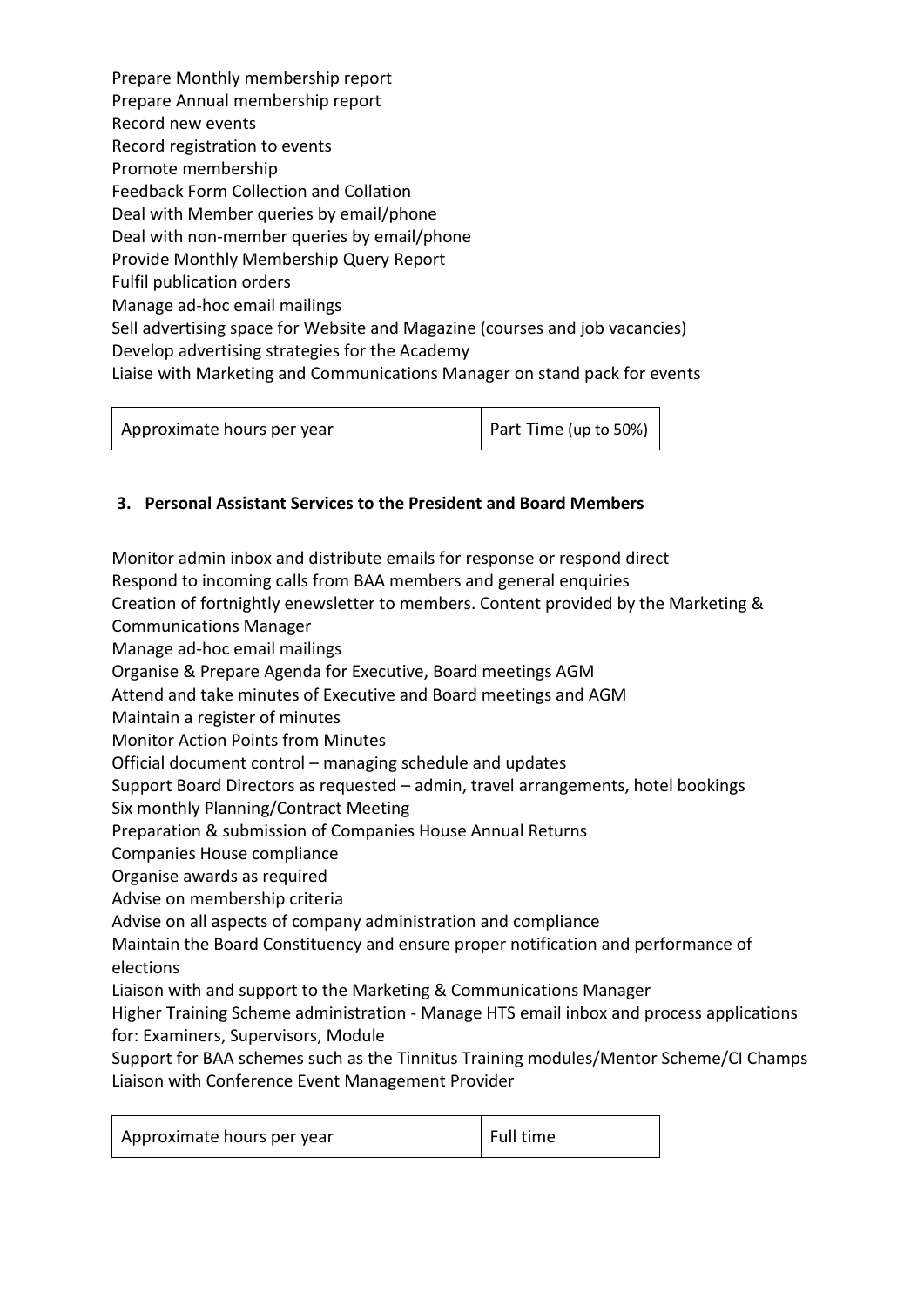Prepare Monthly membership report
Prepare Annual membership report
Record new events
Record registration to events
Promote membership
Feedback Form Collection and Collation
Deal with Member queries by email/phone
Deal with non-member queries by email/phone
Provide Monthly Membership Query Report
Fulfil publication orders
Manage ad-hoc email mailings
Sell advertising space for Website and Magazine (courses and job vacancies)
Develop advertising strategies for the Academy
Liaise with Marketing and Communications Manager on stand pack for events

| Approximate hours per year | Part Time (up to 50%) |
|---|---|

### 3. Personal Assistant Services to the President and Board Members

Monitor admin inbox and distribute emails for response or respond direct
Respond to incoming calls from BAA members and general enquiries
Creation of fortnightly enewsletter to members. Content provided by the Marketing & Communications Manager
Manage ad-hoc email mailings
Organise & Prepare Agenda for Executive, Board meetings AGM
Attend and take minutes of Executive and Board meetings and AGM
Maintain a register of minutes
Monitor Action Points from Minutes
Official document control – managing schedule and updates
Support Board Directors as requested – admin, travel arrangements, hotel bookings
Six monthly Planning/Contract Meeting
Preparation & submission of Companies House Annual Returns
Companies House compliance
Organise awards as required
Advise on membership criteria
Advise on all aspects of company administration and compliance
Maintain the Board Constituency and ensure proper notification and performance of elections
Liaison with and support to the Marketing & Communications Manager
Higher Training Scheme administration - Manage HTS email inbox and process applications for: Examiners, Supervisors, Module
Support for BAA schemes such as the Tinnitus Training modules/Mentor Scheme/CI Champs
Liaison with Conference Event Management Provider

| Approximate hours per year | Full time |
|---|---|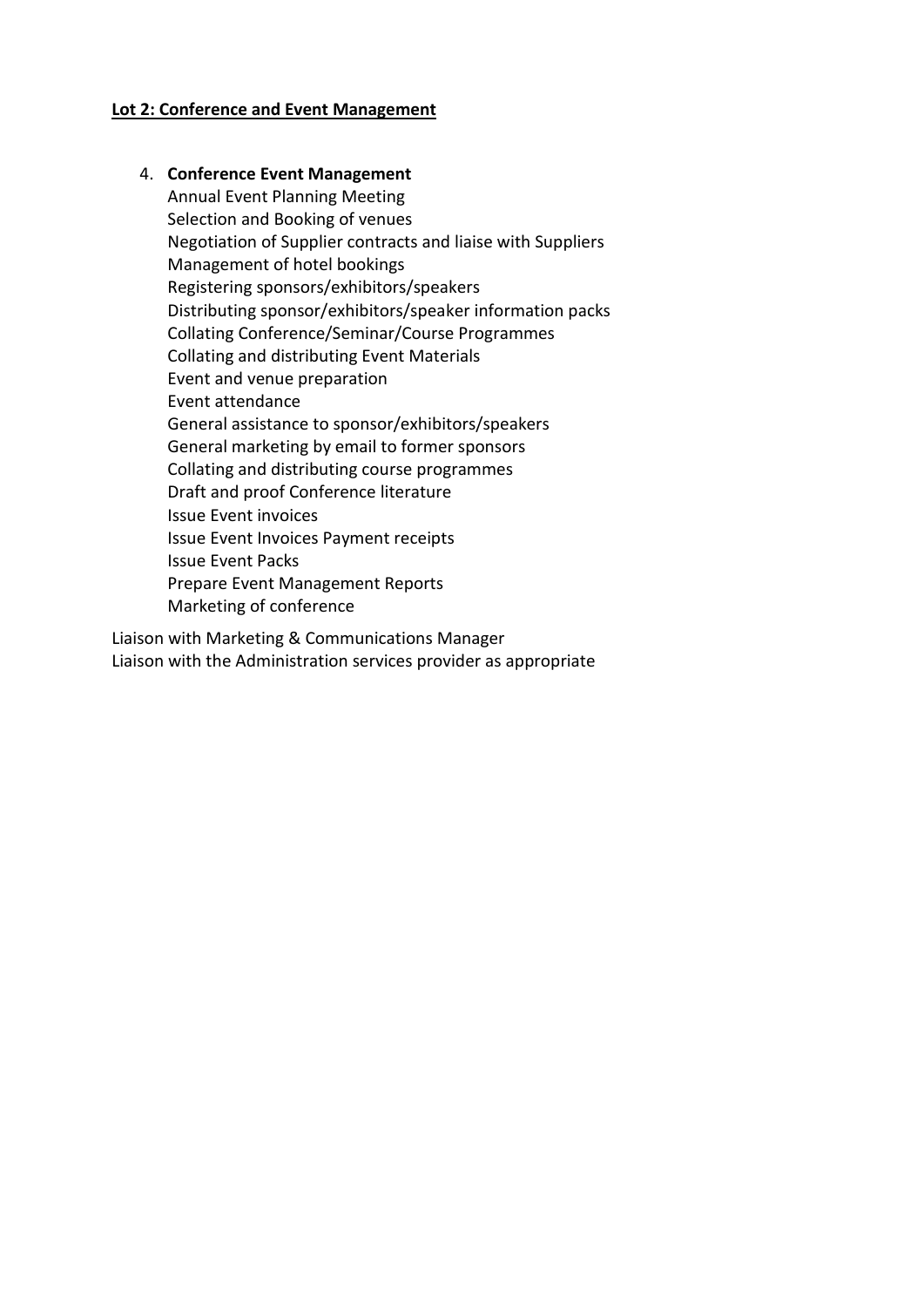**Lot 2: Conference and Event Management**

4. **Conference Event Management**
   Annual Event Planning Meeting
   Selection and Booking of venues
   Negotiation of Supplier contracts and liaise with Suppliers
   Management of hotel bookings
   Registering sponsors/exhibitors/speakers
   Distributing sponsor/exhibitors/speaker information packs
   Collating Conference/Seminar/Course Programmes
   Collating and distributing Event Materials
   Event and venue preparation
   Event attendance
   General assistance to sponsor/exhibitors/speakers
   General marketing by email to former sponsors
   Collating and distributing course programmes
   Draft and proof Conference literature
   Issue Event invoices
   Issue Event Invoices Payment receipts
   Issue Event Packs
   Prepare Event Management Reports
   Marketing of conference

Liaison with Marketing & Communications Manager
Liaison with the Administration services provider as appropriate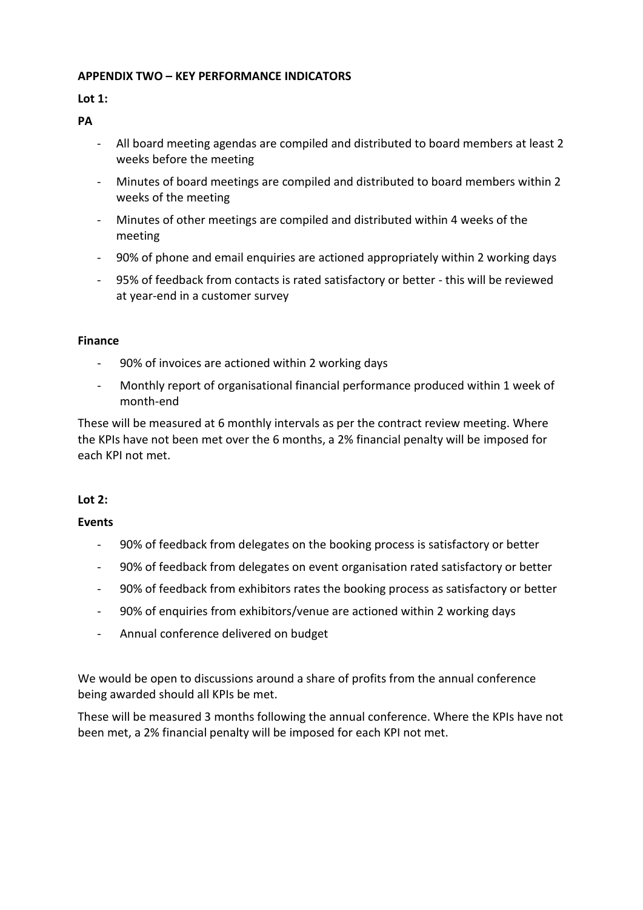**APPENDIX TWO – KEY PERFORMANCE INDICATORS**

**Lot 1:**

**PA**

- All board meeting agendas are compiled and distributed to board members at least 2 weeks before the meeting
- Minutes of board meetings are compiled and distributed to board members within 2 weeks of the meeting
- Minutes of other meetings are compiled and distributed within 4 weeks of the meeting
- 90% of phone and email enquiries are actioned appropriately within 2 working days
- 95% of feedback from contacts is rated satisfactory or better - this will be reviewed at year-end in a customer survey

**Finance**

- 90% of invoices are actioned within 2 working days
- Monthly report of organisational financial performance produced within 1 week of month-end

These will be measured at 6 monthly intervals as per the contract review meeting. Where the KPIs have not been met over the 6 months, a 2% financial penalty will be imposed for each KPI not met.

**Lot 2:**

**Events**

- 90% of feedback from delegates on the booking process is satisfactory or better
- 90% of feedback from delegates on event organisation rated satisfactory or better
- 90% of feedback from exhibitors rates the booking process as satisfactory or better
- 90% of enquiries from exhibitors/venue are actioned within 2 working days
- Annual conference delivered on budget

We would be open to discussions around a share of profits from the annual conference being awarded should all KPIs be met.

These will be measured 3 months following the annual conference. Where the KPIs have not been met, a 2% financial penalty will be imposed for each KPI not met.